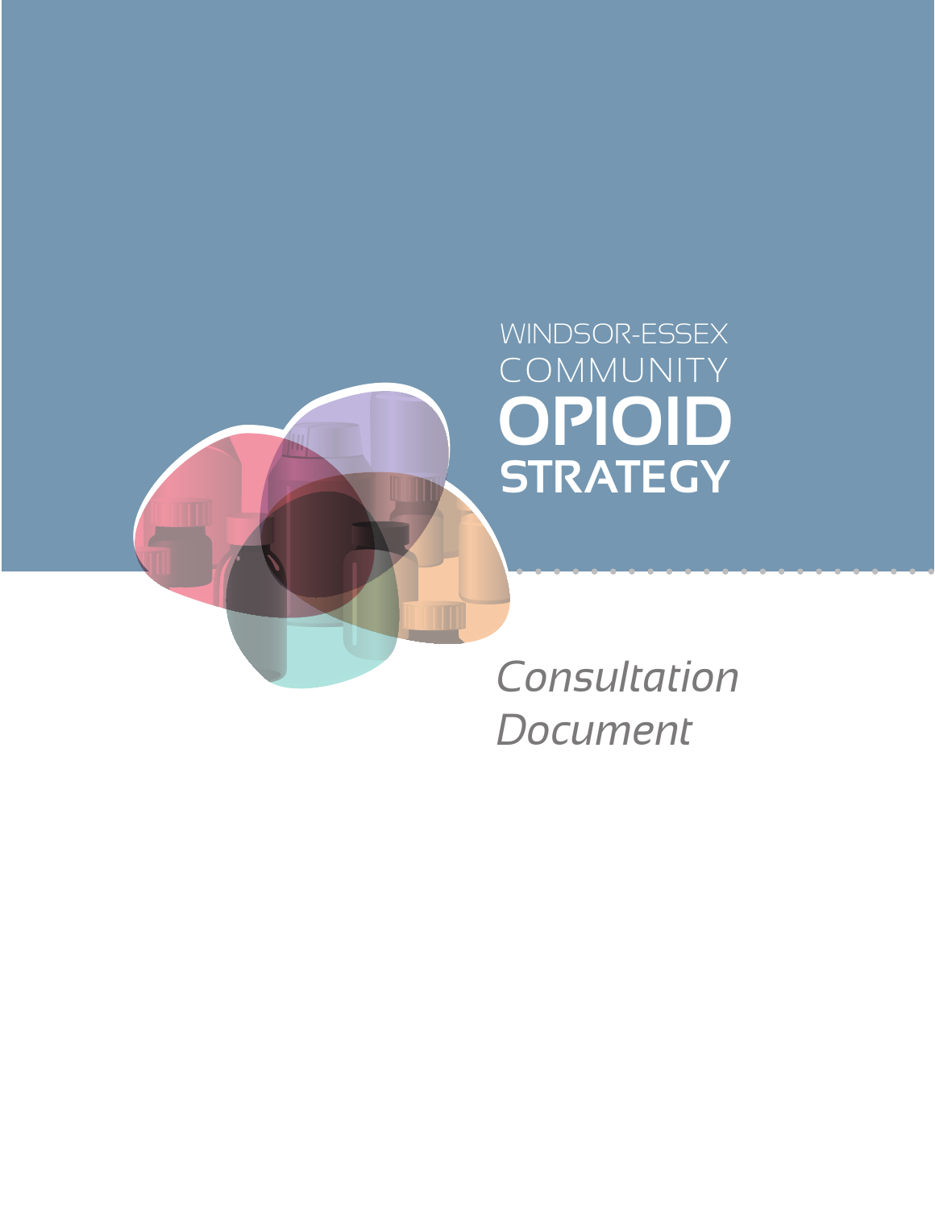# WINDSOR-ESSEX COMMUNITY OPIOID STRATEGY

*Consultation Document*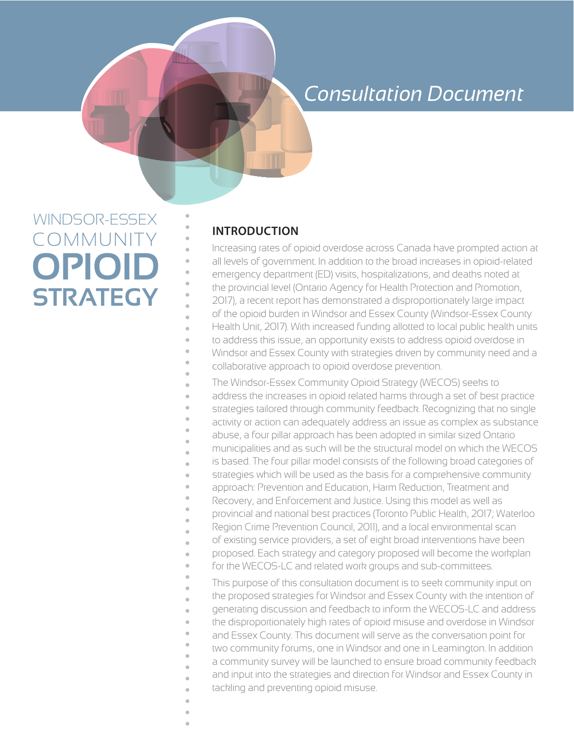*Consultation Document*

# WINDSOR-ESSEX COMMUNITY OPIOID STRATEGY

## INTRODUCTION

Increasing rates of opioid overdose across Canada have prompted action at all levels of government. In addition to the broad increases in opioid-related emergency department (ED) visits, hospitalizations, and deaths noted at the provincial level (Ontario Agency for Health Protection and Promotion, 2017), a recent report has demonstrated a disproportionately large impact of the opioid burden in Windsor and Essex County (Windsor-Essex County Health Unit, 2017). With increased funding allotted to local public health units to address this issue, an opportunity exists to address opioid overdose in Windsor and Essex County with strategies driven by community need and a collaborative approach to opioid overdose prevention.

The Windsor-Essex Community Opioid Strategy (WECOS) seeks to address the increases in opioid related harms through a set of best practice strategies tailored through community feedback. Recognizing that no single activity or action can adequately address an issue as complex as substance abuse, a four pillar approach has been adopted in similar sized Ontario municipalities and as such will be the structural model on which the WECOS is based. The four pillar model consists of the following broad categories of strategies which will be used as the basis for a comprehensive community approach: Prevention and Education, Harm Reduction, Treatment and Recovery, and Enforcement and Justice. Using this model as well as provincial and national best practices (Toronto Public Health, 2017; Waterloo Region Crime Prevention Council, 2011), and a local environmental scan of existing service providers, a set of eight broad interventions have been proposed. Each strategy and category proposed will become the workplan for the WECOS-LC and related work groups and sub-committees.

This purpose of this consultation document is to seek community input on the proposed strategies for Windsor and Essex County with the intention of generating discussion and feedback to inform the WECOS-LC and address the disproportionately high rates of opioid misuse and overdose in Windsor and Essex County. This document will serve as the conversation point for two community forums, one in Windsor and one in Leamington. In addition a community survey will be launched to ensure broad community feedback and input into the strategies and direction for Windsor and Essex County in tackling and preventing opioid misuse.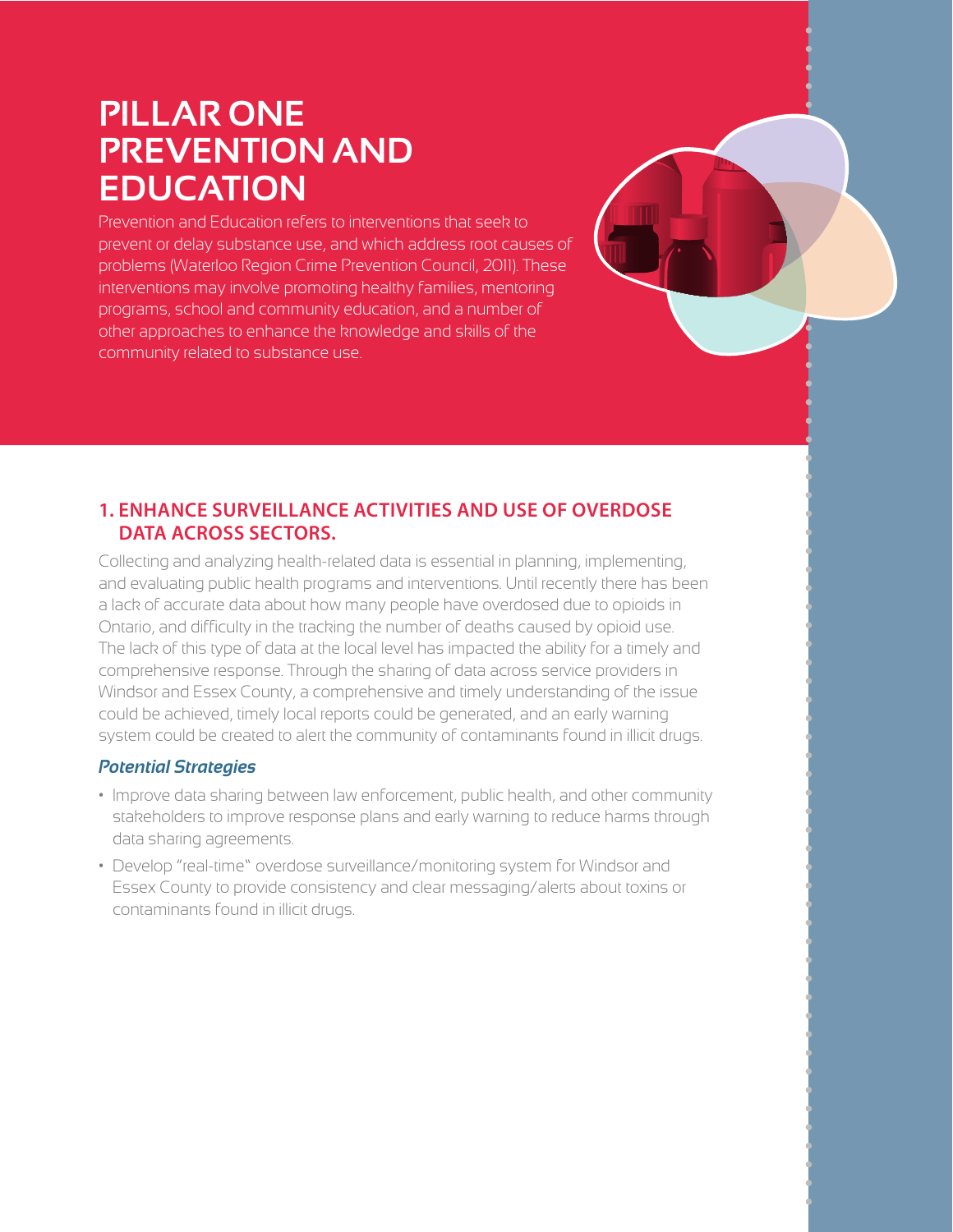# PILLAR ONE PREVENTION AND EDUCATION

Prevention and Education refers to interventions that seek to prevent or delay substance use, and which address root causes of problems (Waterloo Region Crime Prevention Council, 2011). These interventions may involve promoting healthy families, mentoring programs, school and community education, and a number of other approaches to enhance the knowledge and skills of the community related to substance use.

## 1. ENHANCE SURVEILLANCE ACTIVITIES AND USE OF OVERDOSE DATA ACROSS SECTORS.

Collecting and analyzing health-related data is essential in planning, implementing, and evaluating public health programs and interventions. Until recently there has been a lack of accurate data about how many people have overdosed due to opioids in Ontario, and difficulty in the tracking the number of deaths caused by opioid use. The lack of this type of data at the local level has impacted the ability for a timely and comprehensive response. Through the sharing of data across service providers in Windsor and Essex County, a comprehensive and timely understanding of the issue could be achieved, timely local reports could be generated, and an early warning system could be created to alert the community of contaminants found in illicit drugs.

### *Potential Strategies*

- Improve data sharing between law enforcement, public health, and other community stakeholders to improve response plans and early warning to reduce harms through data sharing agreements.
- Develop "real-time" overdose surveillance/monitoring system for Windsor and Essex County to provide consistency and clear messaging/alerts about toxins or contaminants found in illicit drugs.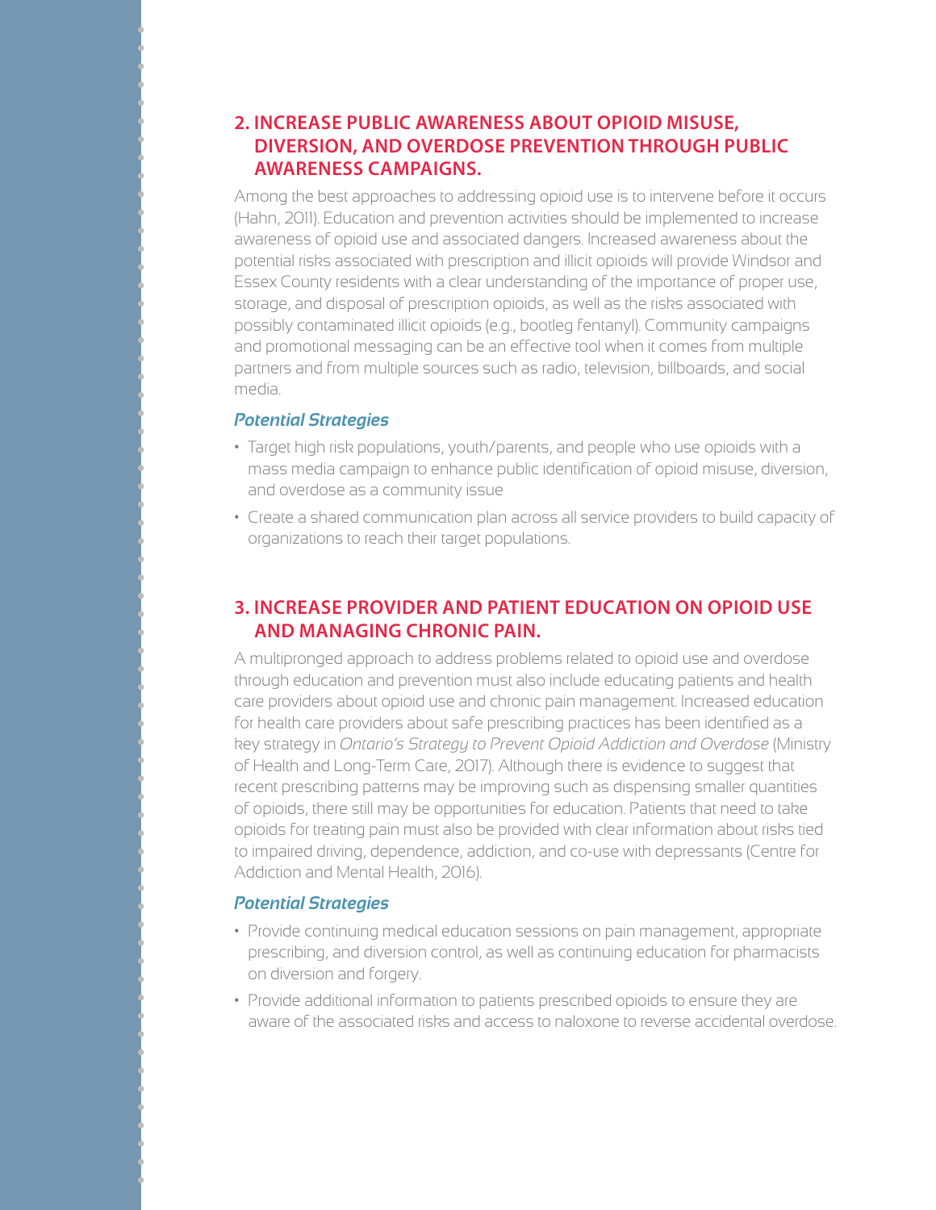## 2. INCREASE PUBLIC AWARENESS ABOUT OPIOID MISUSE, DIVERSION, AND OVERDOSE PREVENTION THROUGH PUBLIC AWARENESS CAMPAIGNS.

Among the best approaches to addressing opioid use is to intervene before it occurs (Hahn, 2011). Education and prevention activities should be implemented to increase awareness of opioid use and associated dangers. Increased awareness about the potential risks associated with prescription and illicit opioids will provide Windsor and Essex County residents with a clear understanding of the importance of proper use, storage, and disposal of prescription opioids, as well as the risks associated with possibly contaminated illicit opioids (e.g., bootleg fentanyl). Community campaigns and promotional messaging can be an effective tool when it comes from multiple partners and from multiple sources such as radio, television, billboards, and social media.

### *Potential Strategies*

- Target high risk populations, youth/parents, and people who use opioids with a mass media campaign to enhance public identification of opioid misuse, diversion, and overdose as a community issue
- Create a shared communication plan across all service providers to build capacity of organizations to reach their target populations.

## 3. INCREASE PROVIDER AND PATIENT EDUCATION ON OPIOID USE AND MANAGING CHRONIC PAIN.

A multipronged approach to address problems related to opioid use and overdose through education and prevention must also include educating patients and health care providers about opioid use and chronic pain management. Increased education for health care providers about safe prescribing practices has been identified as a key strategy in *Ontario's Strategy to Prevent Opioid Addiction and Overdose* (Ministry of Health and Long-Term Care, 2017). Although there is evidence to suggest that recent prescribing patterns may be improving such as dispensing smaller quantities of opioids, there still may be opportunities for education. Patients that need to take opioids for treating pain must also be provided with clear information about risks tied to impaired driving, dependence, addiction, and co-use with depressants (Centre for Addiction and Mental Health, 2016).

### *Potential Strategies*

- Provide continuing medical education sessions on pain management, appropriate prescribing, and diversion control, as well as continuing education for pharmacists on diversion and forgery.
- Provide additional information to patients prescribed opioids to ensure they are aware of the associated risks and access to naloxone to reverse accidental overdose.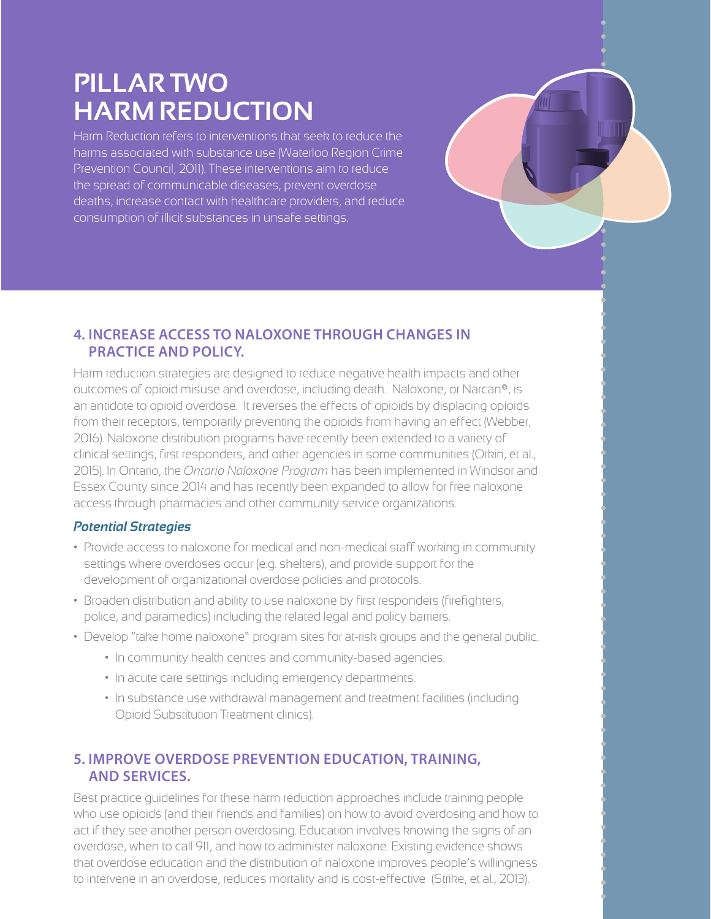# PILLAR TWO
# HARM REDUCTION

Harm Reduction refers to interventions that seek to reduce the harms associated with substance use (Waterloo Region Crime Prevention Council, 2011). These interventions aim to reduce the spread of communicable diseases, prevent overdose deaths, increase contact with healthcare providers, and reduce consumption of illicit substances in unsafe settings.

## 4. INCREASE ACCESS TO NALOXONE THROUGH CHANGES IN PRACTICE AND POLICY.

Harm reduction strategies are designed to reduce negative health impacts and other outcomes of opioid misuse and overdose, including death. Naloxone, or Narcan®, is an antidote to opioid overdose. It reverses the effects of opioids by displacing opioids from their receptors, temporarily preventing the opioids from having an effect (Webber, 2016). Naloxone distribution programs have recently been extended to a variety of clinical settings, first responders, and other agencies in some communities (Orkin, et al., 2015). In Ontario, the *Ontario Naloxone Program* has been implemented in Windsor and Essex County since 2014 and has recently been expanded to allow for free naloxone access through pharmacies and other community service organizations.

### *Potential Strategies*

- Provide access to naloxone for medical and non-medical staff working in community settings where overdoses occur (e.g. shelters), and provide support for the development of organizational overdose policies and protocols.
- Broaden distribution and ability to use naloxone by first responders (firefighters, police, and paramedics) including the related legal and policy barriers.
- Develop "take home naloxone" program sites for at-risk groups and the general public.
    - In community health centres and community-based agencies.
    - In acute care settings including emergency departments.
    - In substance use withdrawal management and treatment facilities (including Opioid Substitution Treatment clinics).

## 5. IMPROVE OVERDOSE PREVENTION EDUCATION, TRAINING, AND SERVICES.

Best practice guidelines for these harm reduction approaches include training people who use opioids (and their friends and families) on how to avoid overdosing and how to act if they see another person overdosing. Education involves knowing the signs of an overdose, when to call 911, and how to administer naloxone. Existing evidence shows that overdose education and the distribution of naloxone improves people's willingness to intervene in an overdose, reduces mortality and is cost-effective (Strike, et al., 2013).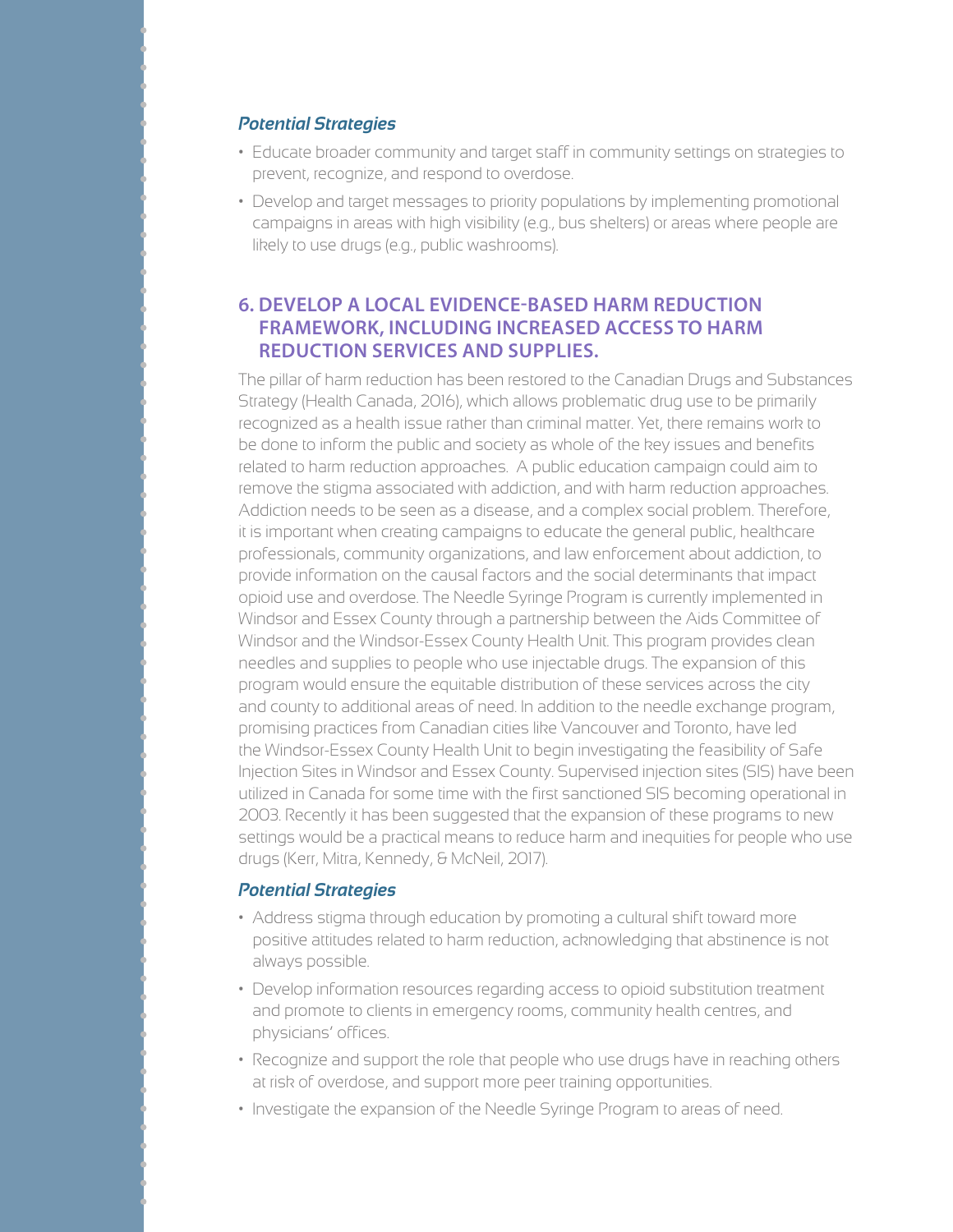### *Potential Strategies*

- Educate broader community and target staff in community settings on strategies to prevent, recognize, and respond to overdose.
- Develop and target messages to priority populations by implementing promotional campaigns in areas with high visibility (e.g., bus shelters) or areas where people are likely to use drugs (e.g., public washrooms).

## 6. DEVELOP A LOCAL EVIDENCE-BASED HARM REDUCTION FRAMEWORK, INCLUDING INCREASED ACCESS TO HARM REDUCTION SERVICES AND SUPPLIES.

The pillar of harm reduction has been restored to the Canadian Drugs and Substances Strategy (Health Canada, 2016), which allows problematic drug use to be primarily recognized as a health issue rather than criminal matter. Yet, there remains work to be done to inform the public and society as whole of the key issues and benefits related to harm reduction approaches. A public education campaign could aim to remove the stigma associated with addiction, and with harm reduction approaches. Addiction needs to be seen as a disease, and a complex social problem. Therefore, it is important when creating campaigns to educate the general public, healthcare professionals, community organizations, and law enforcement about addiction, to provide information on the causal factors and the social determinants that impact opioid use and overdose. The Needle Syringe Program is currently implemented in Windsor and Essex County through a partnership between the Aids Committee of Windsor and the Windsor-Essex County Health Unit. This program provides clean needles and supplies to people who use injectable drugs. The expansion of this program would ensure the equitable distribution of these services across the city and county to additional areas of need. In addition to the needle exchange program, promising practices from Canadian cities like Vancouver and Toronto, have led the Windsor-Essex County Health Unit to begin investigating the feasibility of Safe Injection Sites in Windsor and Essex County. Supervised injection sites (SIS) have been utilized in Canada for some time with the first sanctioned SIS becoming operational in 2003. Recently it has been suggested that the expansion of these programs to new settings would be a practical means to reduce harm and inequities for people who use drugs (Kerr, Mitra, Kennedy, & McNeil, 2017).

### *Potential Strategies*

- Address stigma through education by promoting a cultural shift toward more positive attitudes related to harm reduction, acknowledging that abstinence is not always possible.
- Develop information resources regarding access to opioid substitution treatment and promote to clients in emergency rooms, community health centres, and physicians' offices.
- Recognize and support the role that people who use drugs have in reaching others at risk of overdose, and support more peer training opportunities.
- Investigate the expansion of the Needle Syringe Program to areas of need.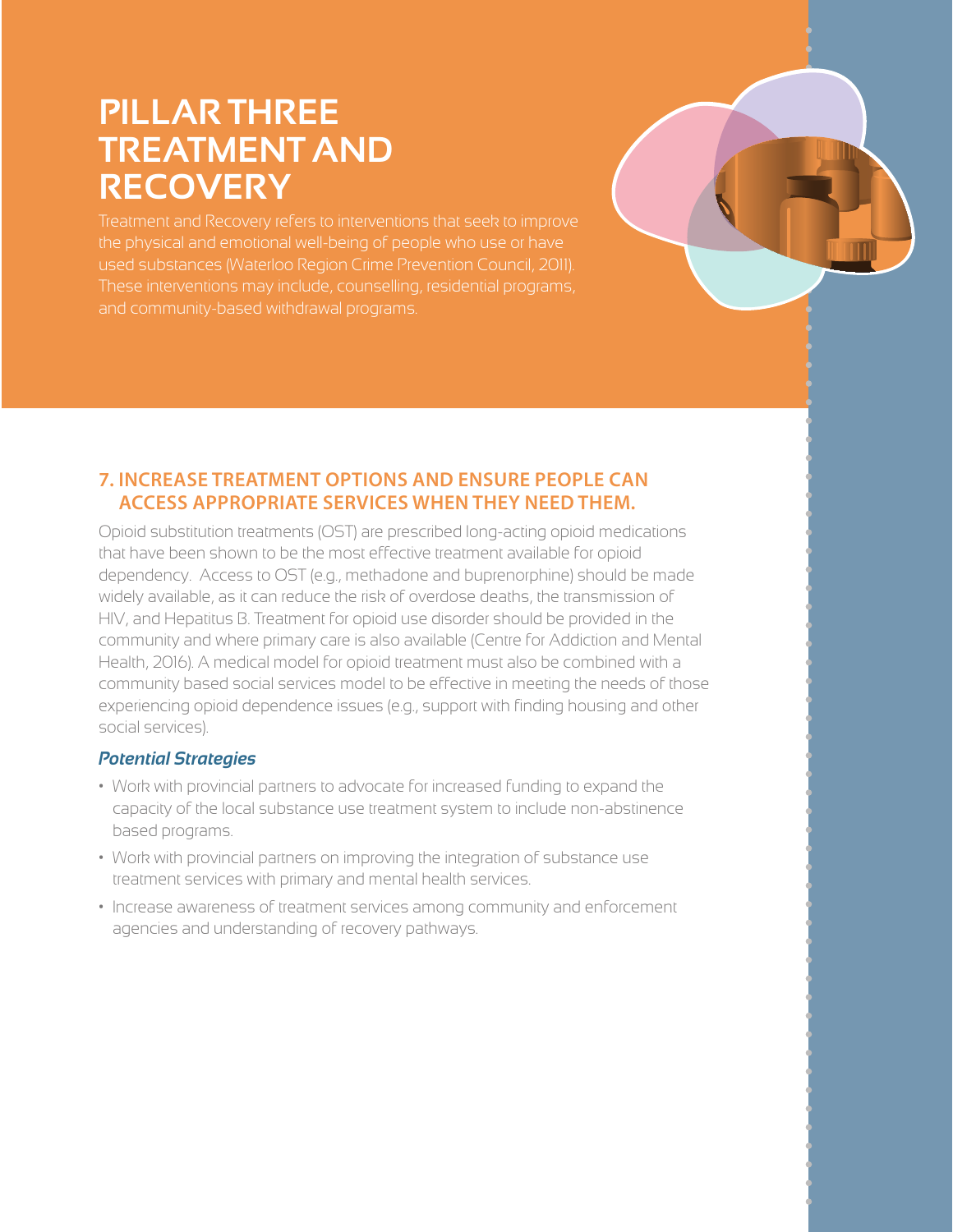# PILLAR THREE TREATMENT AND RECOVERY

Treatment and Recovery refers to interventions that seek to improve the physical and emotional well-being of people who use or have used substances (Waterloo Region Crime Prevention Council, 2011). These interventions may include, counselling, residential programs, and community-based withdrawal programs.

## 7. INCREASE TREATMENT OPTIONS AND ENSURE PEOPLE CAN ACCESS APPROPRIATE SERVICES WHEN THEY NEED THEM.

Opioid substitution treatments (OST) are prescribed long-acting opioid medications that have been shown to be the most effective treatment available for opioid dependency. Access to OST (e.g., methadone and buprenorphine) should be made widely available, as it can reduce the risk of overdose deaths, the transmission of HIV, and Hepatitus B. Treatment for opioid use disorder should be provided in the community and where primary care is also available (Centre for Addiction and Mental Health, 2016). A medical model for opioid treatment must also be combined with a community based social services model to be effective in meeting the needs of those experiencing opioid dependence issues (e.g., support with finding housing and other social services).

### *Potential Strategies*

- Work with provincial partners to advocate for increased funding to expand the capacity of the local substance use treatment system to include non-abstinence based programs.
- Work with provincial partners on improving the integration of substance use treatment services with primary and mental health services.
- Increase awareness of treatment services among community and enforcement agencies and understanding of recovery pathways.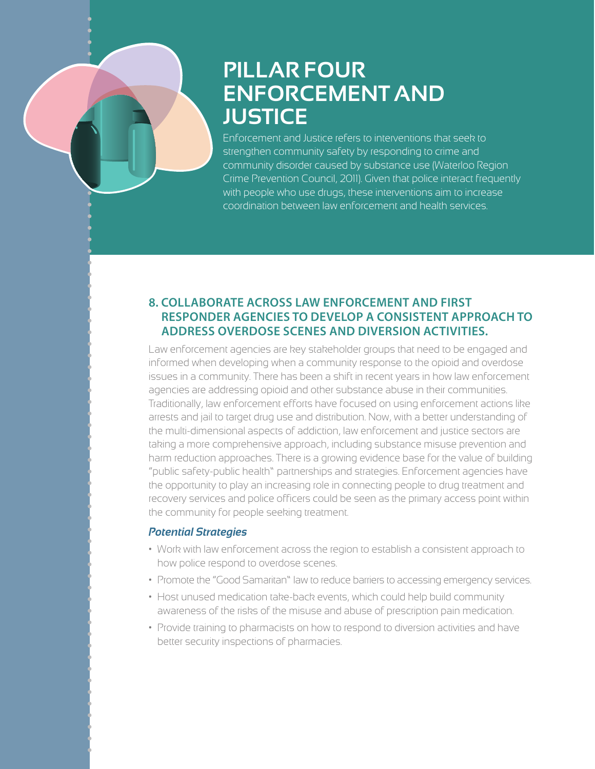# PILLAR FOUR ENFORCEMENT AND JUSTICE

Enforcement and Justice refers to interventions that seek to strengthen community safety by responding to crime and community disorder caused by substance use (Waterloo Region Crime Prevention Council, 2011). Given that police interact frequently with people who use drugs, these interventions aim to increase coordination between law enforcement and health services.

## 8. COLLABORATE ACROSS LAW ENFORCEMENT AND FIRST RESPONDER AGENCIES TO DEVELOP A CONSISTENT APPROACH TO ADDRESS OVERDOSE SCENES AND DIVERSION ACTIVITIES.

Law enforcement agencies are key stakeholder groups that need to be engaged and informed when developing when a community response to the opioid and overdose issues in a community. There has been a shift in recent years in how law enforcement agencies are addressing opioid and other substance abuse in their communities. Traditionally, law enforcement efforts have focused on using enforcement actions like arrests and jail to target drug use and distribution. Now, with a better understanding of the multi-dimensional aspects of addiction, law enforcement and justice sectors are taking a more comprehensive approach, including substance misuse prevention and harm reduction approaches. There is a growing evidence base for the value of building "public safety-public health" partnerships and strategies. Enforcement agencies have the opportunity to play an increasing role in connecting people to drug treatment and recovery services and police officers could be seen as the primary access point within the community for people seeking treatment.

### *Potential Strategies*

- Work with law enforcement across the region to establish a consistent approach to how police respond to overdose scenes.
- Promote the "Good Samaritan" law to reduce barriers to accessing emergency services.
- Host unused medication take-back events, which could help build community awareness of the risks of the misuse and abuse of prescription pain medication.
- Provide training to pharmacists on how to respond to diversion activities and have better security inspections of pharmacies.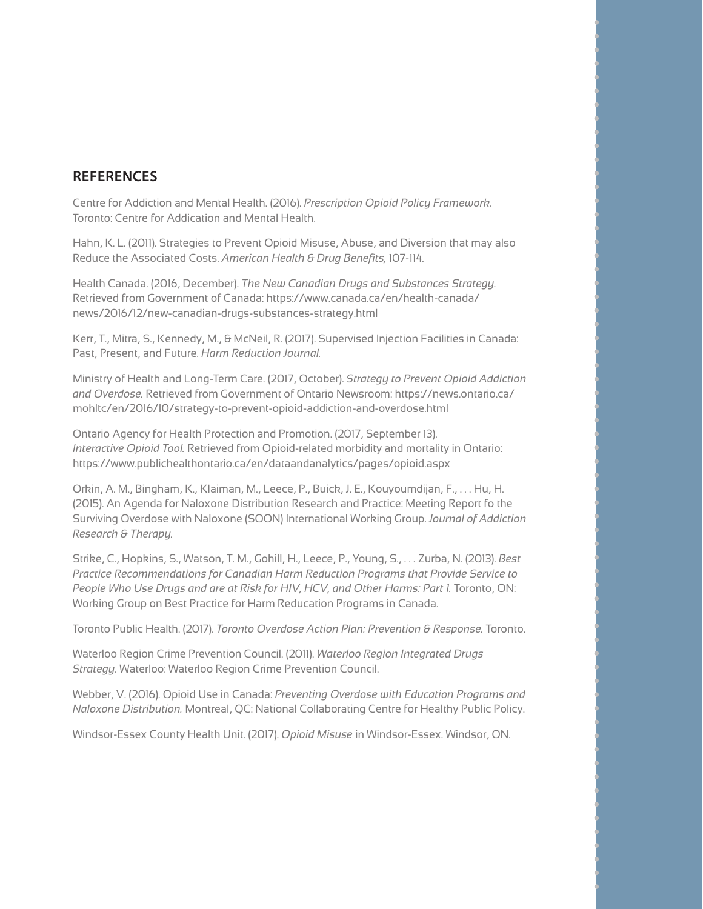## REFERENCES

Centre for Addiction and Mental Health. (2016). *Prescription Opioid Policy Framework.* Toronto: Centre for Addication and Mental Health.

Hahn, K. L. (2011). Strategies to Prevent Opioid Misuse, Abuse, and Diversion that may also Reduce the Associated Costs. *American Health & Drug Benefits,* 107-114.

Health Canada. (2016, December). *The New Canadian Drugs and Substances Strategy.* Retrieved from Government of Canada: https://www.canada.ca/en/health-canada/news/2016/12/new-canadian-drugs-substances-strategy.html

Kerr, T., Mitra, S., Kennedy, M., & McNeil, R. (2017). Supervised Injection Facilities in Canada: Past, Present, and Future. *Harm Reduction Journal.*

Ministry of Health and Long-Term Care. (2017, October). *Strategy to Prevent Opioid Addiction and Overdose.* Retrieved from Government of Ontario Newsroom: https://news.ontario.ca/mohltc/en/2016/10/strategy-to-prevent-opioid-addiction-and-overdose.html

Ontario Agency for Health Protection and Promotion. (2017, September 13). *Interactive Opioid Tool.* Retrieved from Opioid-related morbidity and mortality in Ontario: https://www.publichealthontario.ca/en/dataandanalytics/pages/opioid.aspx

Orkin, A. M., Bingham, K., Klaiman, M., Leece, P., Buick, J. E., Kouyoumdijan, F., . . . Hu, H. (2015). An Agenda for Naloxone Distribution Research and Practice: Meeting Report fo the Surviving Overdose with Naloxone (SOON) International Working Group. *Journal of Addiction Research & Therapy.*

Strike, C., Hopkins, S., Watson, T. M., Gohill, H., Leece, P., Young, S., . . . Zurba, N. (2013). *Best Practice Recommendations for Canadian Harm Reduction Programs that Provide Service to People Who Use Drugs and are at Risk for HIV, HCV, and Other Harms: Part 1.* Toronto, ON: Working Group on Best Practice for Harm Reducation Programs in Canada.

Toronto Public Health. (2017). *Toronto Overdose Action Plan: Prevention & Response.* Toronto.

Waterloo Region Crime Prevention Council. (2011). *Waterloo Region Integrated Drugs Strategy.* Waterloo: Waterloo Region Crime Prevention Council.

Webber, V. (2016). Opioid Use in Canada: *Preventing Overdose with Education Programs and Naloxone Distribution.* Montreal, QC: National Collaborating Centre for Healthy Public Policy.

Windsor-Essex County Health Unit. (2017). *Opioid Misuse* in Windsor-Essex. Windsor, ON.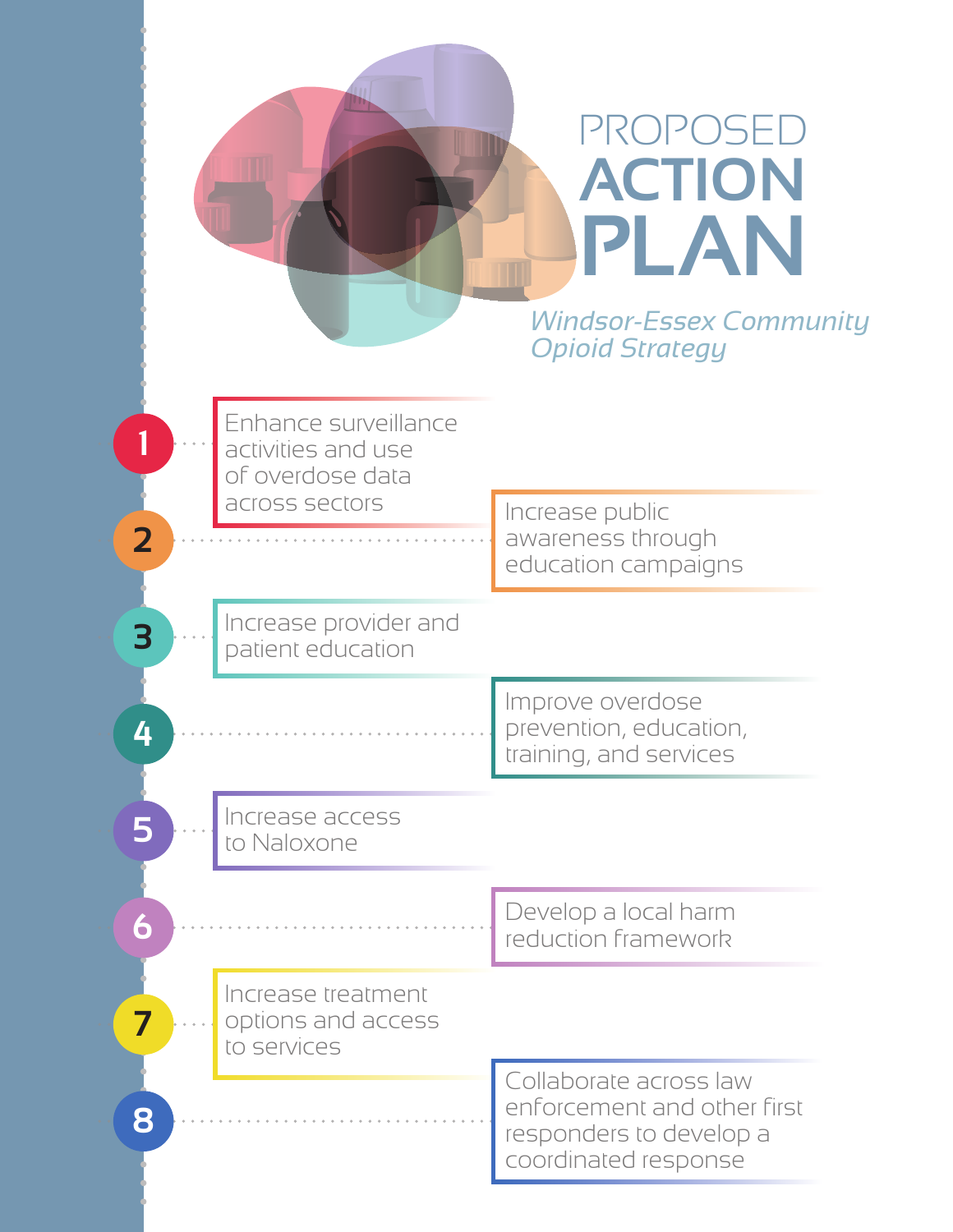# PROPOSED ACTION PLAN

*Windsor-Essex Community Opioid Strategy*

1. Enhance surveillance activities and use of overdose data across sectors
2. Increase public awareness through education campaigns
3. Increase provider and patient education
4. Improve overdose prevention, education, training, and services
5. Increase access to Naloxone
6. Develop a local harm reduction framework
7. Increase treatment options and access to services
8. Collaborate across law enforcement and other first responders to develop a coordinated response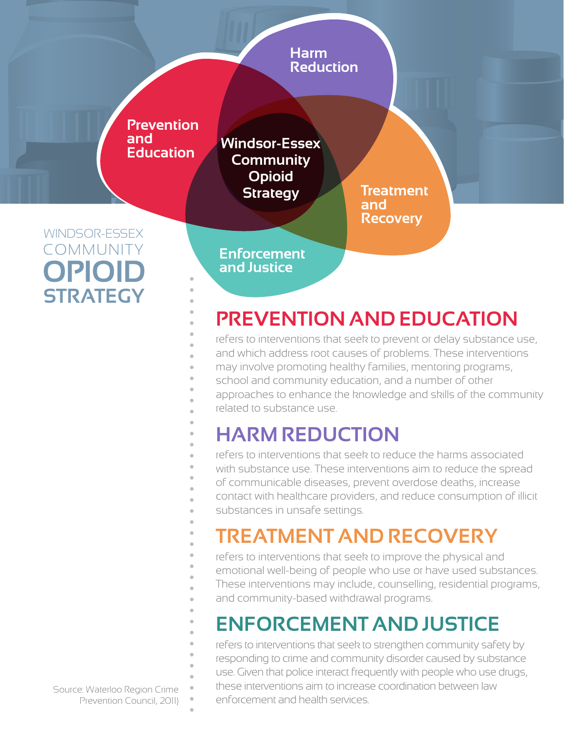Harm Reduction

Prevention and Education

Windsor-Essex Community Opioid Strategy

Treatment and Recovery

Enforcement and Justice

WINDSOR-ESSEX COMMUNITY **OPIOID STRATEGY**

## PREVENTION AND EDUCATION

refers to interventions that seek to prevent or delay substance use, and which address root causes of problems. These interventions may involve promoting healthy families, mentoring programs, school and community education, and a number of other approaches to enhance the knowledge and skills of the community related to substance use.

## HARM REDUCTION

refers to interventions that seek to reduce the harms associated with substance use. These interventions aim to reduce the spread of communicable diseases, prevent overdose deaths, increase contact with healthcare providers, and reduce consumption of illicit substances in unsafe settings.

## TREATMENT AND RECOVERY

refers to interventions that seek to improve the physical and emotional well-being of people who use or have used substances. These interventions may include, counselling, residential programs, and community-based withdrawal programs.

## ENFORCEMENT AND JUSTICE

refers to interventions that seek to strengthen community safety by responding to crime and community disorder caused by substance use. Given that police interact frequently with people who use drugs, these interventions aim to increase coordination between law enforcement and health services.

Source: Waterloo Region Crime Prevention Council, 2011)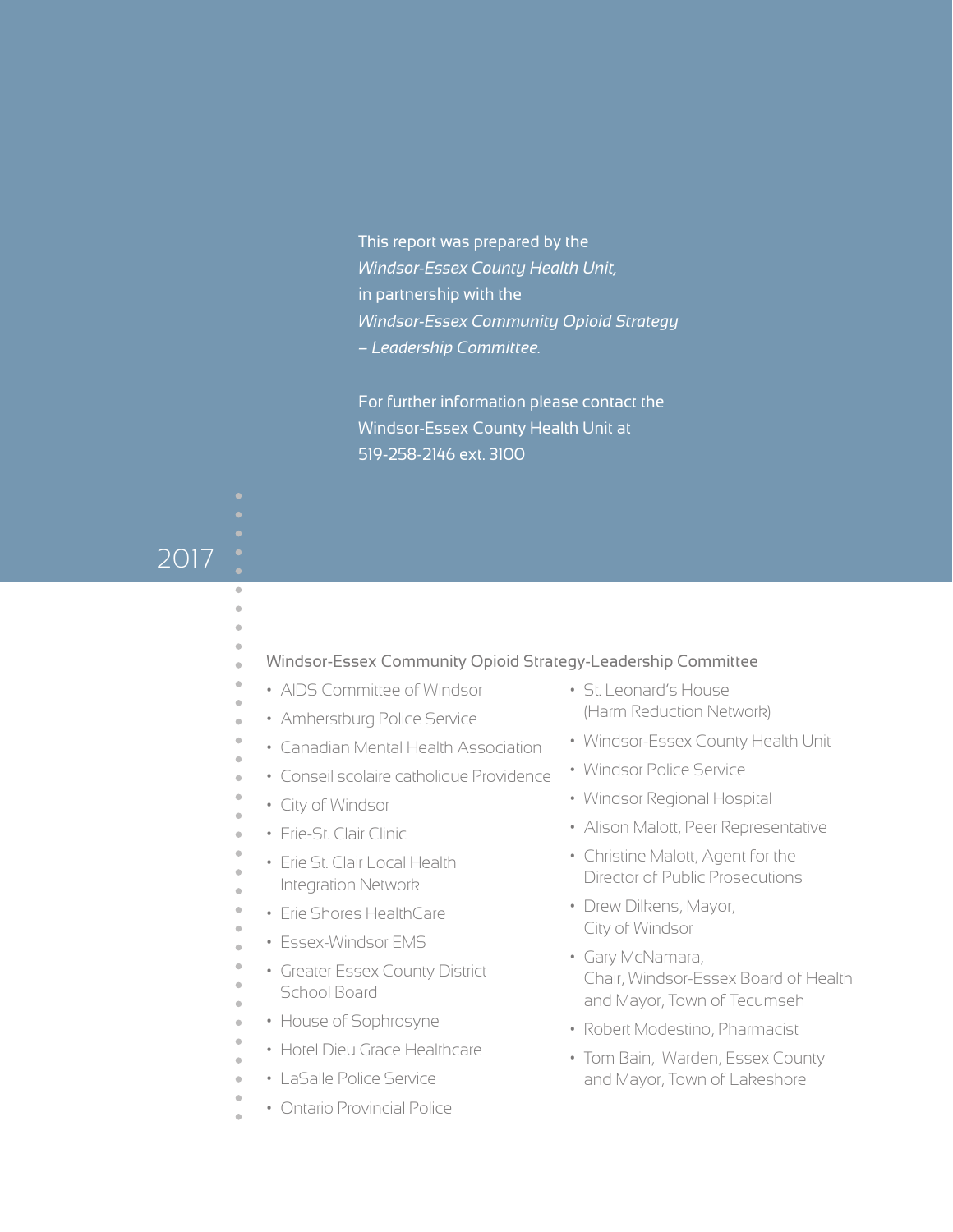This report was prepared by the *Windsor-Essex County Health Unit,* in partnership with the *Windsor-Essex Community Opioid Strategy – Leadership Committee.*

For further information please contact the Windsor-Essex County Health Unit at 519-258-2146 ext. 3100

2017

Windsor-Essex Community Opioid Strategy-Leadership Committee

- AIDS Committee of Windsor
- Amherstburg Police Service
- Canadian Mental Health Association
- Conseil scolaire catholique Providence
- City of Windsor
- Erie-St. Clair Clinic
- Erie St. Clair Local Health Integration Network
- Erie Shores HealthCare
- Essex-Windsor EMS
- Greater Essex County District School Board
- House of Sophrosyne
- Hotel Dieu Grace Healthcare
- LaSalle Police Service
- Ontario Provincial Police
- St. Leonard's House (Harm Reduction Network)
- Windsor-Essex County Health Unit
- Windsor Police Service
- Windsor Regional Hospital
- Alison Malott, Peer Representative
- Christine Malott, Agent for the Director of Public Prosecutions
- Drew Dilkens, Mayor, City of Windsor
- Gary McNamara, Chair, Windsor-Essex Board of Health and Mayor, Town of Tecumseh
- Robert Modestino, Pharmacist
- Tom Bain, Warden, Essex County and Mayor, Town of Lakeshore